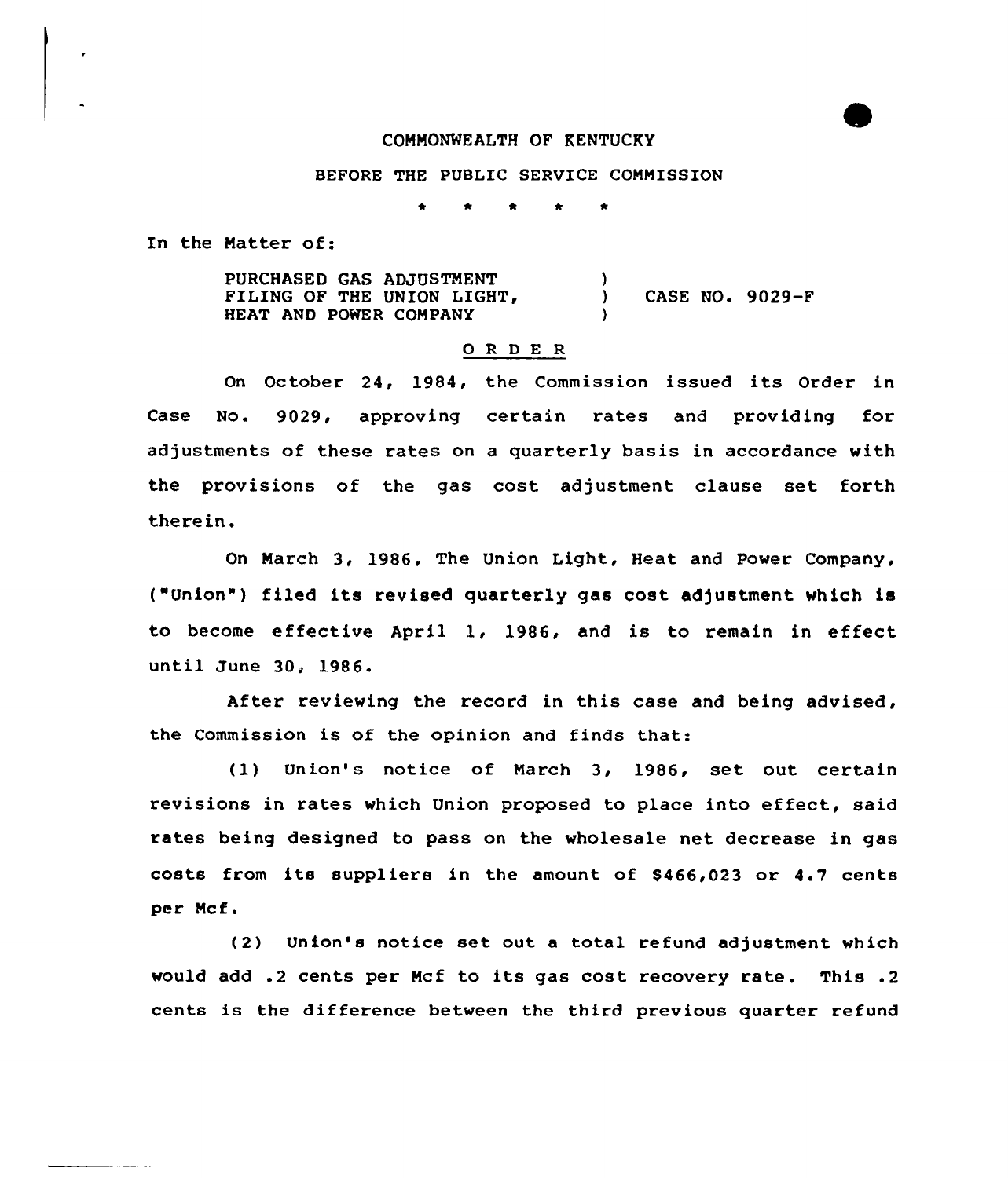COMMONWEALTH OF KENTUCKY

BEFORE THE PUBLIC SERVICE COMMISSION

\* \* \* \* \*

In the Matter of:

PURCHASED GAS ADJUSTMENT FILING OF THE UNION LIGHT, HEAT AND POWER COMPANY ) CASE NO. 9029-F

## O R D E R

On October 24, 1984, the Commission issued its Order in Case No. 9029, approving certain rates and providing for adjustments of these rates on a quarterly basis in accordance with the provisions of the gas cost adjustment clause set forth therein.

On March 3, 1986, The Union Light, Heat and Power Company, ("Union") filed its revised quarterly gas cost adjustment which is to become effective April 1, 1986, and is to remain in effect until June 30, 1986.

After reviewing the record in this case and being advised, the Commission is of the opinion and finds that:

(1) Union's notice of March 3, 1986, set out certain revisions in rates which Union proposed to place into effect, said rates being designed to pass on the wholesale net decrease in gas costs from its suppliers in the amount of $466,023 or 4.7 cents per Mcf.

(2) Union's notice set out a total refund adjustment which would add .2 cents per Mcf to its gas cost recovery rate. This .2 cents is the difference between the third previous quarter refund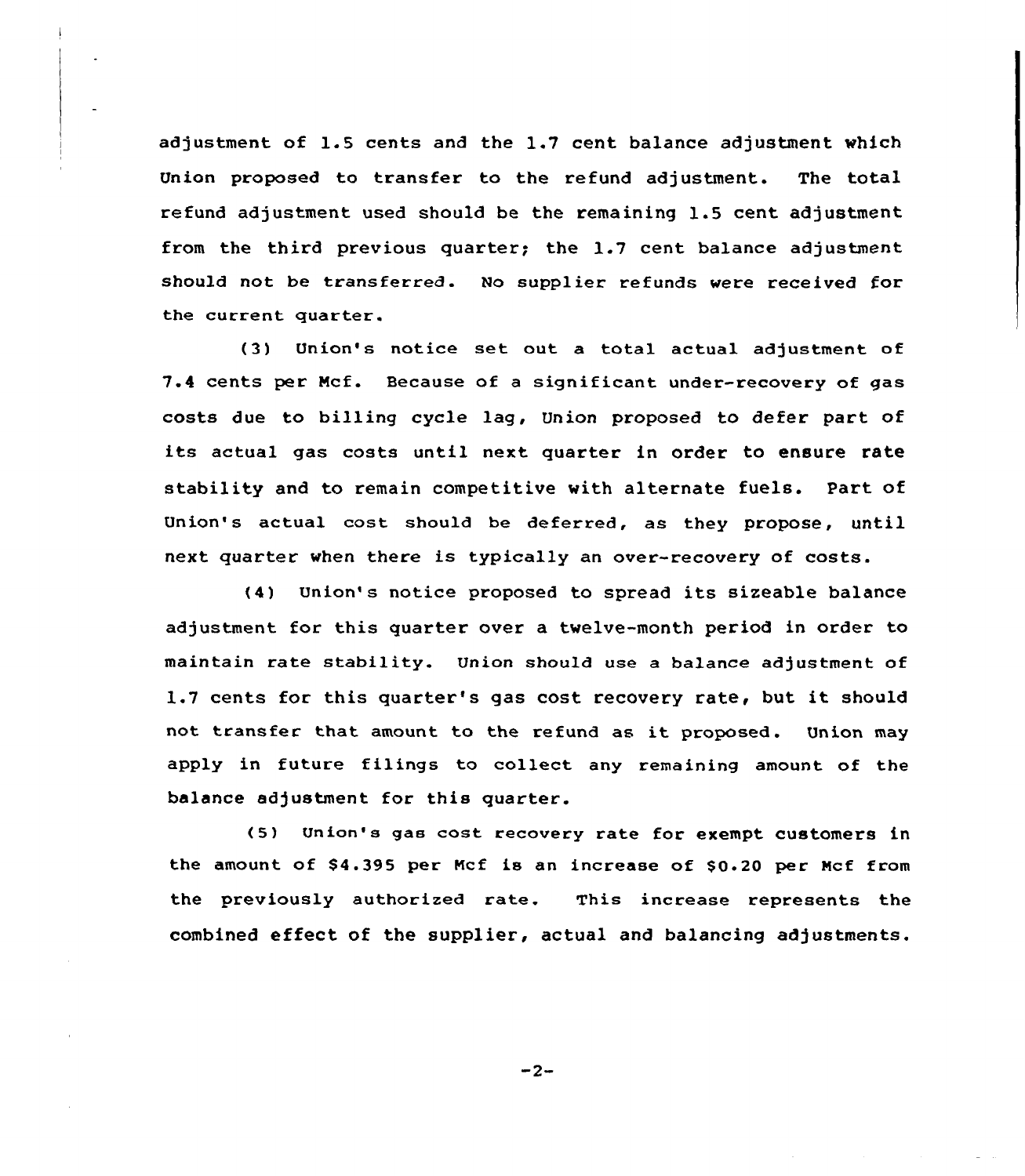adjustment of 1.5 cents and the 1.7 cent balance adjustment which Union proposed to transfer to the refund adjustment. The total refund adjustment used should be the remaining 1.5 cent adjustment from the third previous quarter; the 1.7 cent balance adjustment should not be transferred. No supplier refunds were received for the current quarter.

(3) Union's notice set out a total actual adjustment of 7.4 cents per Mcf. Because of a significant under-recovery of gas costs due to billing cycle lag, Union proposed to defer part of its actual gas costs until next quarter in order to ensure rate stability and to remain competitive with alternate fuels. Part of Union's actual cost should be deferred, as they propose, until next quarter when there is typically an over-recovery of costs.

(4) Union's notice proposed to spread its sizeable balance adjustment for this quarter over a twelve-month period in order to maintain rate stability. Union should use a balance adjustment of 1.7 cents for this quarter's gas cost recovery rate, but it should not transfer that amount to the refund as it proposed. Union may apply in future filings to collect any remaining amount of the balance adjustment for this quarter.

(5) Union's gas cost recovery rate for exempt customers in the amount of $4.395 per Mcf is an increase of $0.20 per Mcf from the previously authorized rate. This increase represents the combined effect of the supplier, actual and balancing adjustments.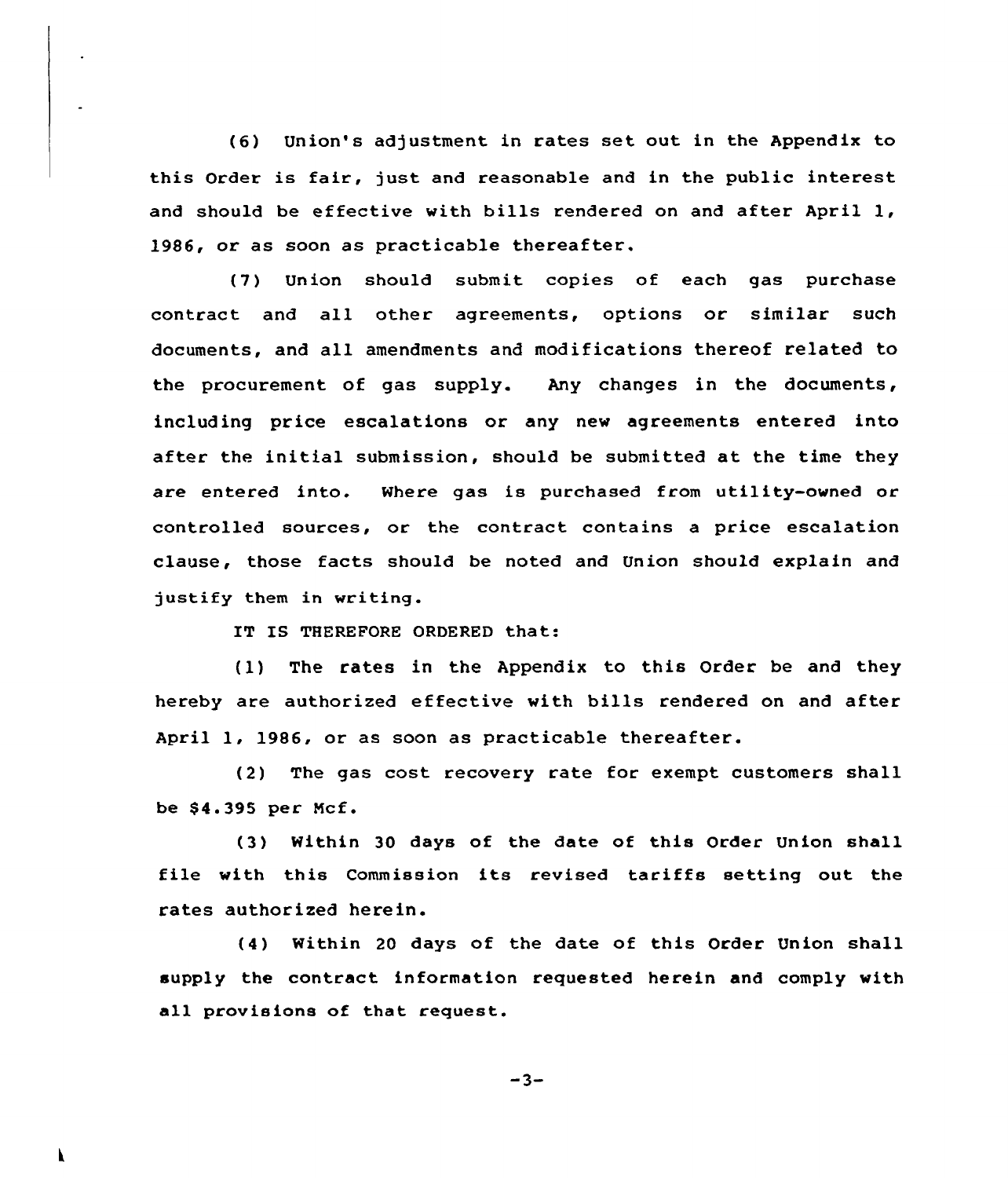(6) Union's adjustment in rates set out in the Appendix to this Order is fair, just and reasonable and in the public interest and should be effective with bills rendered on and after April 1, 1986, or as soon as practicable thereafter.

(7) Union should submit copies of each gas purchase contract and all other agreements, options or similar such documents, and all amendments and modifications thereof related to the procurement of gas supply. Any changes in the documents, including price escalations or any new agreements entered into after the initial submission, should be submitted at the time they are entered into. Where gas is purchased from utility-owned or controlled sources, or the contract contains a price escalation clause, those facts should be noted and Union should explain and justify them in writing.

IT IS THEREFORE ORDERED that:

(1) The rates in the Appendix to this Order be and they hereby are authorized effective with bills rendered on and after April 1, 1986, or as soon as practicable thereafter.

(2) The gas cost recovery rate for exempt customers shall be $4.395 per Mcf.

(3) Within 30 days of the date of this Order Union shall file with this Commission its revised tariffs setting out the rates authorized herein.

(4) Within 20 days of the date of this Order Union shall supply the contract information requested herein and comply with all provisions of that request.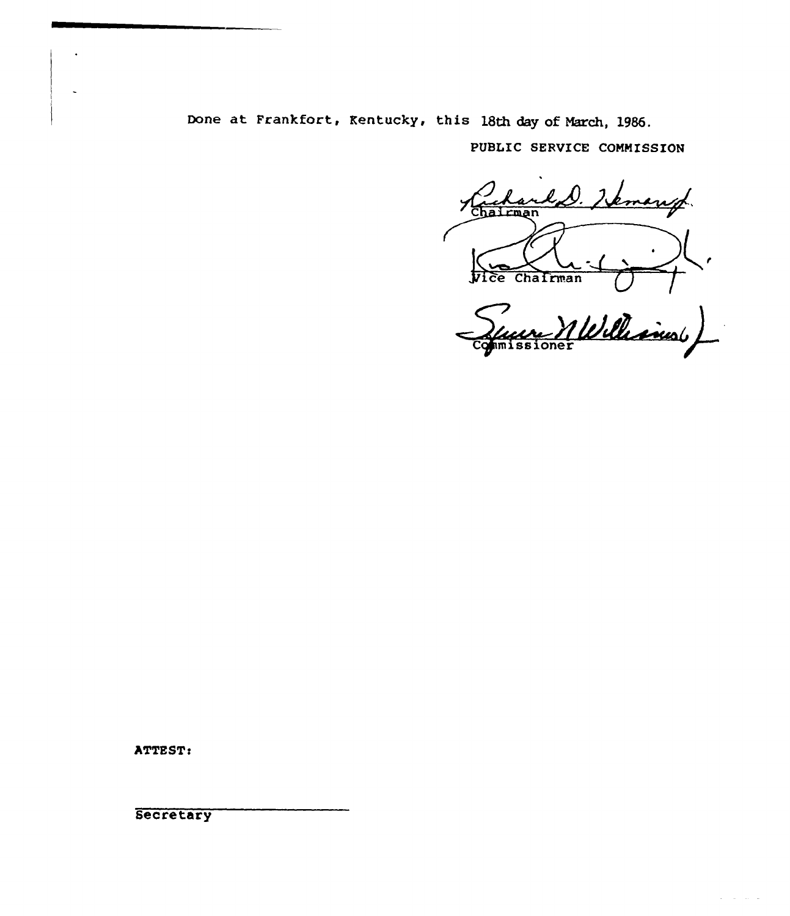Done at Frankfort, Kentucky, this 18th day of March, 1986.

PUBLIC SERVICE COMMISSION

Richard D. Hemann
Chairman

Vice Chairman

Commissioner

ATTEST:

Secretary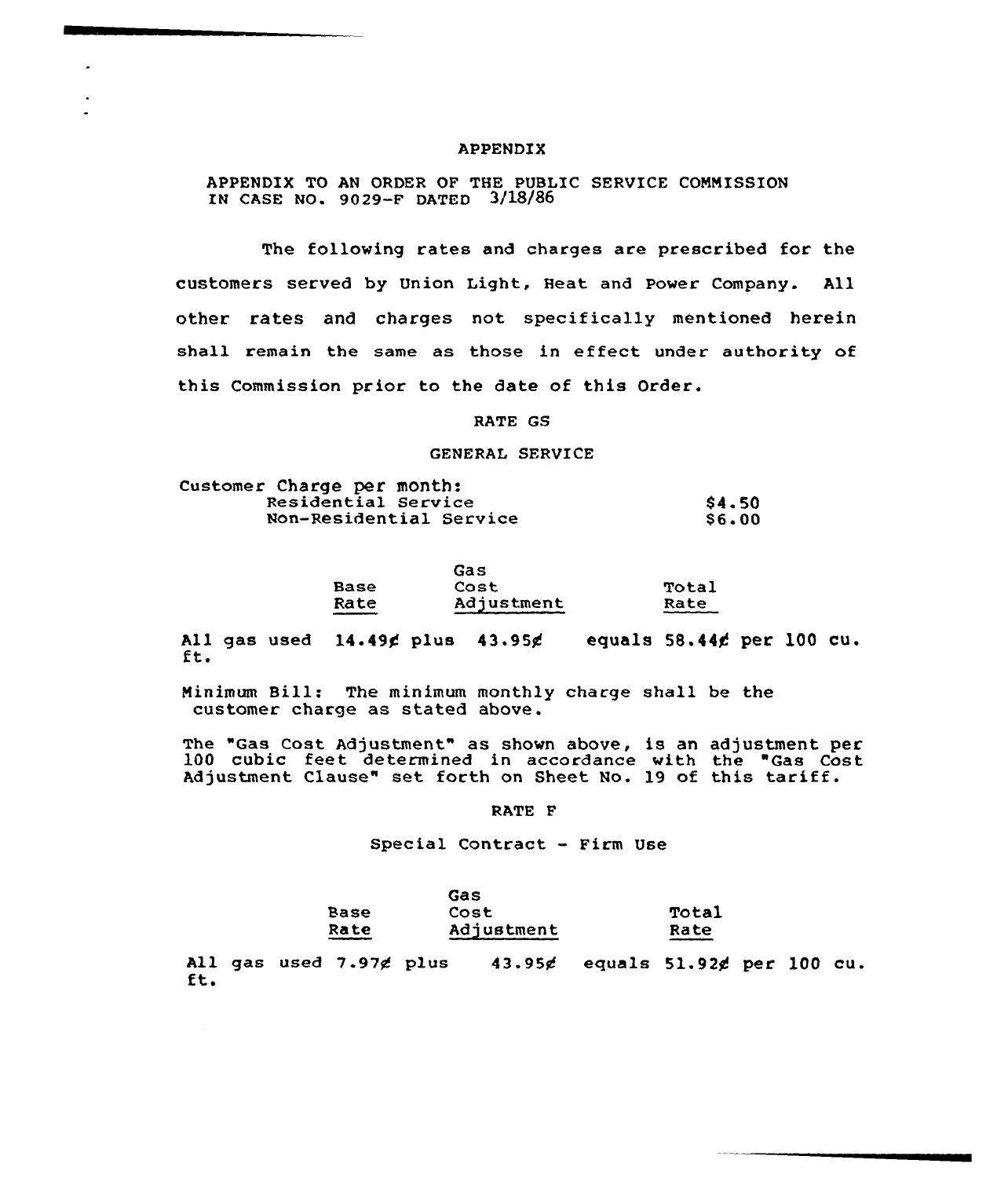# APPENDIX

APPENDIX TO AN ORDER OF THE PUBLIC SERVICE COMMISSION IN CASE NO. 9029-F DATED 3/18/86

The following rates and charges are prescribed for the customers served by Union Light, Heat and Power Company. All other rates and charges not specifically mentioned herein shall remain the same as those in effect under authority of this Commission prior to the date of this Order.

## RATE GS

### GENERAL SERVICE

| Customer Charge per month: | |
|---|---|
| Residential Service | $4.50 |
| Non-Residential Service | $6.00 |

| | Base Rate | | Gas Cost Adjustment | | Total Rate | |
|---|---|---|---|---|---|---|
| All gas used | 14.49¢ | plus | 43.95¢ | equals | 58.44¢ | per 100 cu. ft. |

Minimum Bill: The minimum monthly charge shall be the customer charge as stated above.

The "Gas Cost Adjustment" as shown above, is an adjustment per 100 cubic feet determined in accordance with the "Gas Cost Adjustment Clause" set forth on Sheet No. 19 of this tariff.

## RATE F

### Special Contract - Firm Use

| | Base Rate | | Gas Cost Adjustment | | Total Rate | |
|---|---|---|---|---|---|---|
| All gas used | 7.97¢ | plus | 43.95¢ | equals | 51.92¢ | per 100 cu. ft. |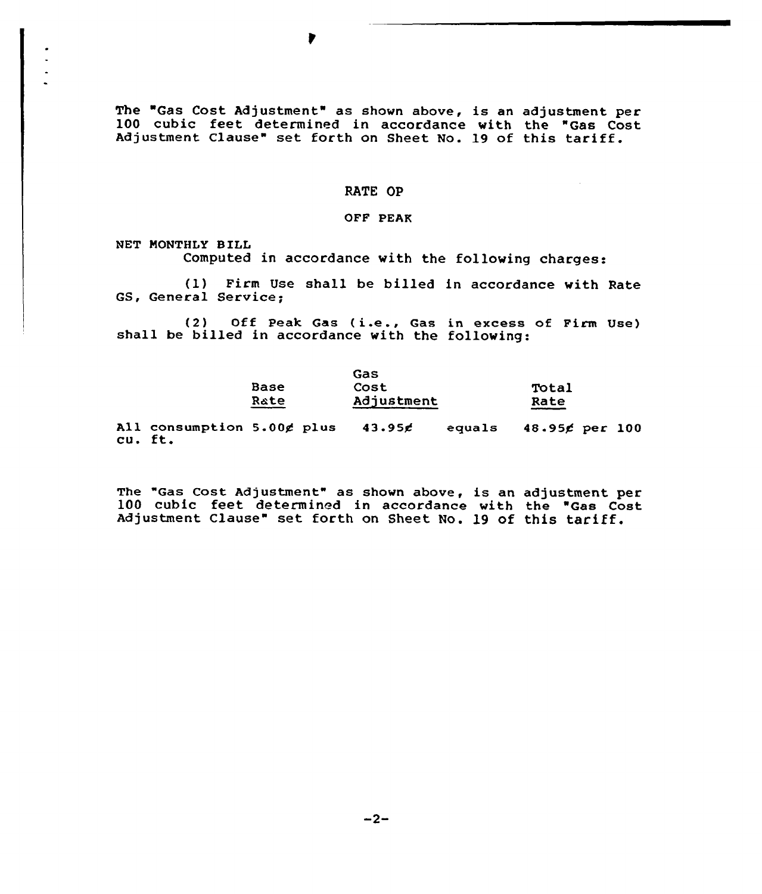The "Gas Cost Adjustment" as shown above, is an adjustment per 100 cubic feet determined in accordance with the "Gas Cost Adjustment Clause" set forth on Sheet No. 19 of this tariff.

## RATE OP

### OFF PEAK

NET MONTHLY BILL
Computed in accordance with the following charges:

(1) Firm Use shall be billed in accordance with Rate GS, General Service;

(2) Off Peak Gas (i.e., Gas in excess of Firm Use) shall be billed in accordance with the following:

| | Base Rate | | Gas Cost Adjustment | | Total Rate |
|---|---|---|---|---|---|
| All consumption | 5.00¢ | plus | 43.95¢ | equals | 48.95¢ per 100 cu. ft. |

The "Gas Cost Adjustment" as shown above, is an adjustment per 100 cubic feet determined in accordance with the "Gas Cost Adjustment Clause" set forth on Sheet No. 19 of this tariff.